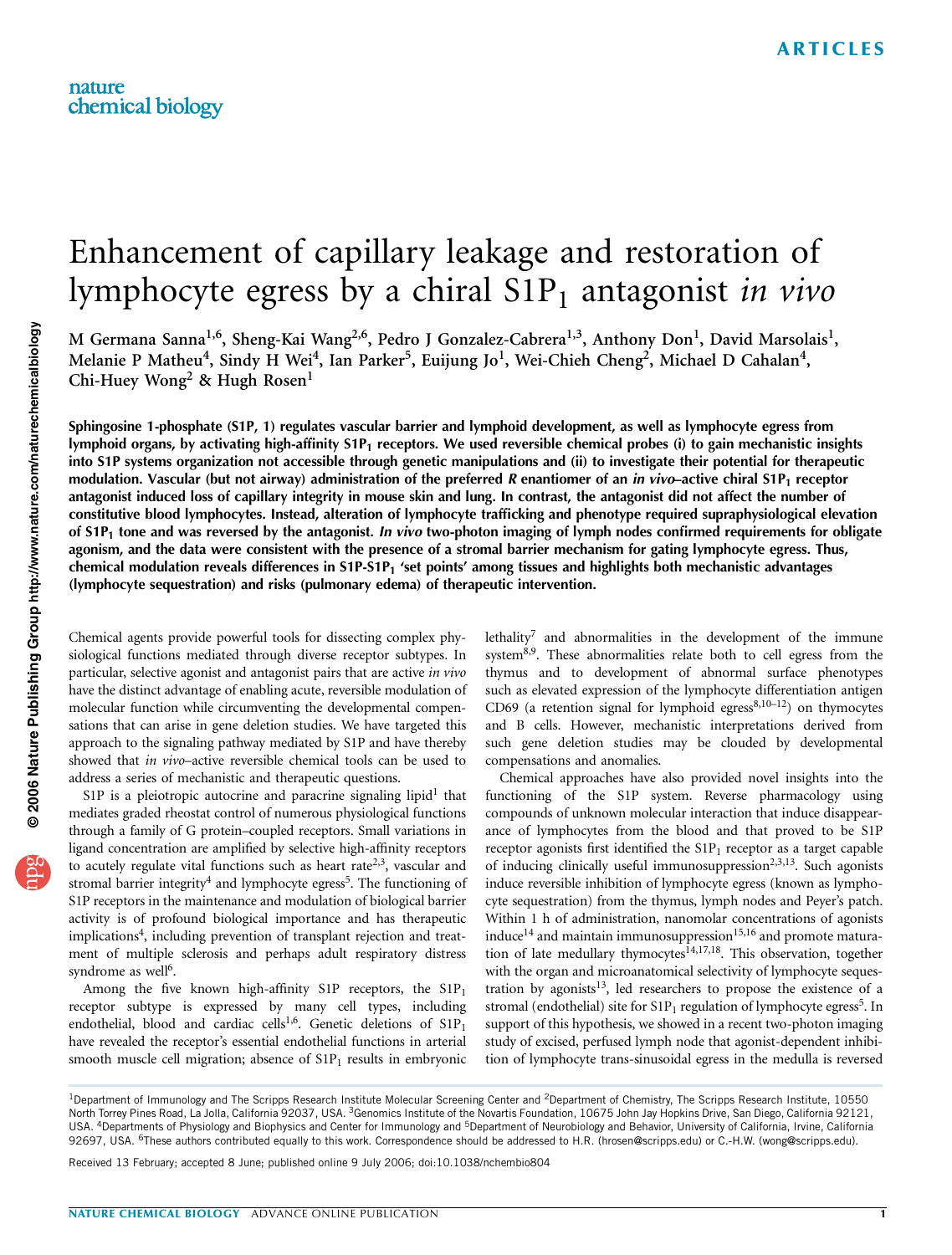# Enhancement of capillary leakage and restoration of lymphocyte egress by a chiral S1P$_1$ antagonist *in vivo*

M Germana Sanna[1,6], Sheng-Kai Wang[2,6], Pedro J Gonzalez-Cabrera[1,3], Anthony Don[1], David Marsolais[1], Melanie P Matheu[4], Sindy H Wei[4], Ian Parker[5], Euijung Jo[1], Wei-Chieh Cheng[2], Michael D Cahalan[4], Chi-Huey Wong[2] & Hugh Rosen[1]

**Sphingosine 1-phosphate (S1P, 1) regulates vascular barrier and lymphoid development, as well as lymphocyte egress from lymphoid organs, by activating high-affinity S1P$_1$ receptors. We used reversible chemical probes (i) to gain mechanistic insights into S1P systems organization not accessible through genetic manipulations and (ii) to investigate their potential for therapeutic modulation. Vascular (but not airway) administration of the preferred *R* enantiomer of an *in vivo*–active chiral S1P$_1$ receptor antagonist induced loss of capillary integrity in mouse skin and lung. In contrast, the antagonist did not affect the number of constitutive blood lymphocytes. Instead, alteration of lymphocyte trafficking and phenotype required supraphysiological elevation of S1P$_1$ tone and was reversed by the antagonist. *In vivo* two-photon imaging of lymph nodes confirmed requirements for obligate agonism, and the data were consistent with the presence of a stromal barrier mechanism for gating lymphocyte egress. Thus, chemical modulation reveals differences in S1P-S1P$_1$ 'set points' among tissues and highlights both mechanistic advantages (lymphocyte sequestration) and risks (pulmonary edema) of therapeutic intervention.**

Chemical agents provide powerful tools for dissecting complex physiological functions mediated through diverse receptor subtypes. In particular, selective agonist and antagonist pairs that are active *in vivo* have the distinct advantage of enabling acute, reversible modulation of molecular function while circumventing the developmental compensations that can arise in gene deletion studies. We have targeted this approach to the signaling pathway mediated by S1P and have thereby showed that *in vivo*–active reversible chemical tools can be used to address a series of mechanistic and therapeutic questions.

S1P is a pleiotropic autocrine and paracrine signaling lipid[1] that mediates graded rheostat control of numerous physiological functions through a family of G protein–coupled receptors. Small variations in ligand concentration are amplified by selective high-affinity receptors to acutely regulate vital functions such as heart rate[2,3], vascular and stromal barrier integrity[4] and lymphocyte egress[5]. The functioning of S1P receptors in the maintenance and modulation of biological barrier activity is of profound biological importance and has therapeutic implications[4], including prevention of transplant rejection and treatment of multiple sclerosis and perhaps adult respiratory distress syndrome as well[6].

Among the five known high-affinity S1P receptors, the S1P$_1$ receptor subtype is expressed by many cell types, including endothelial, blood and cardiac cells[1,6]. Genetic deletions of S1P$_1$ have revealed the receptor's essential endothelial functions in arterial smooth muscle cell migration; absence of S1P$_1$ results in embryonic lethality[7] and abnormalities in the development of the immune system[8,9]. These abnormalities relate both to cell egress from the thymus and to development of abnormal surface phenotypes such as elevated expression of the lymphocyte differentiation antigen CD69 (a retention signal for lymphoid egress[8,10–12]) on thymocytes and B cells. However, mechanistic interpretations derived from such gene deletion studies may be clouded by developmental compensations and anomalies.

Chemical approaches have also provided novel insights into the functioning of the S1P system. Reverse pharmacology using compounds of unknown molecular interaction that induce disappearance of lymphocytes from the blood and that proved to be S1P receptor agonists first identified the S1P$_1$ receptor as a target capable of inducing clinically useful immunosuppression[2,3,13]. Such agonists induce reversible inhibition of lymphocyte egress (known as lymphocyte sequestration) from the thymus, lymph nodes and Peyer's patch. Within 1 h of administration, nanomolar concentrations of agonists induce[14] and maintain immunosuppression[15,16] and promote maturation of late medullary thymocytes[14,17,18]. This observation, together with the organ and microanatomical selectivity of lymphocyte sequestration by agonists[13], led researchers to propose the existence of a stromal (endothelial) site for S1P$_1$ regulation of lymphocyte egress[5]. In support of this hypothesis, we showed in a recent two-photon imaging study of excised, perfused lymph node that agonist-dependent inhibition of lymphocyte trans-sinusoidal egress in the medulla is reversed

[1]Department of Immunology and The Scripps Research Institute Molecular Screening Center and [2]Department of Chemistry, The Scripps Research Institute, 10550 North Torrey Pines Road, La Jolla, California 92037, USA. [3]Genomics Institute of the Novartis Foundation, 10675 John Jay Hopkins Drive, San Diego, California 92121, USA. [4]Departments of Physiology and Biophysics and Center for Immunology and [5]Department of Neurobiology and Behavior, University of California, Irvine, California 92697, USA. [6]These authors contributed equally to this work. Correspondence should be addressed to H.R. (hrosen@scripps.edu) or C.-H.W. (wong@scripps.edu).

Received 13 February; accepted 8 June; published online 9 July 2006; doi:10.1038/nchembio804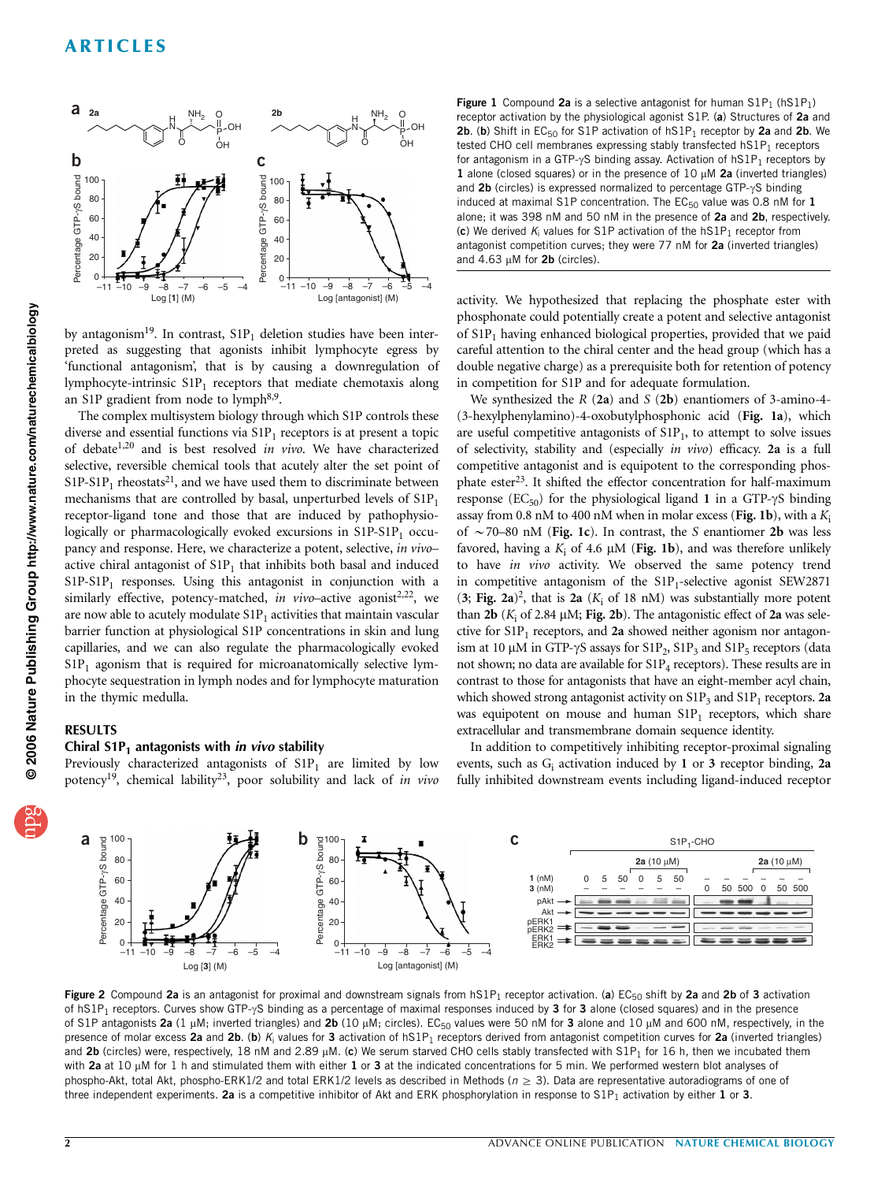Figure 1 Compound **2a** is a selective antagonist for human $S1P_1$ ($hS1P_1$) receptor activation by the physiological agonist S1P. (**a**) Structures of **2a** and **2b**. (**b**) Shift in $EC_{50}$ for S1P activation of $hS1P_1$ receptor by **2a** and **2b**. We tested CHO cell membranes expressing stably transfected $hS1P_1$ receptors for antagonism in a GTP-γS binding assay. Activation of $hS1P_1$ receptors by **1** alone (closed squares) or in the presence of 10 μM **2a** (inverted triangles) and **2b** (circles) is expressed normalized to percentage GTP-γS binding induced at maximal S1P concentration. The $EC_{50}$ value was 0.8 nM for **1** alone; it was 398 nM and 50 nM in the presence of **2a** and **2b**, respectively. (**c**) We derived $K_i$ values for S1P activation of the $hS1P_1$ receptor from antagonist competition curves; they were 77 nM for **2a** (inverted triangles) and 4.63 μM for **2b** (circles).

by antagonism[19]. In contrast, $S1P_1$ deletion studies have been interpreted as suggesting that agonists inhibit lymphocyte egress by 'functional antagonism', that is by causing a downregulation of lymphocyte-intrinsic $S1P_1$ receptors that mediate chemotaxis along an S1P gradient from node to lymph[8,9].

The complex multisystem biology through which S1P controls these diverse and essential functions via $S1P_1$ receptors is at present a topic of debate[1,20] and is best resolved *in vivo*. We have characterized selective, reversible chemical tools that acutely alter the set point of S1P-$S1P_1$ rheostats[21], and we have used them to discriminate between mechanisms that are controlled by basal, unperturbed levels of $S1P_1$ receptor-ligand tone and those that are induced by pathophysiologically or pharmacologically evoked excursions in S1P-$S1P_1$ occupancy and response. Here, we characterize a potent, selective, *in vivo*–active chiral antagonist of $S1P_1$ that inhibits both basal and induced S1P-$S1P_1$ responses. Using this antagonist in conjunction with a similarly effective, potency-matched, *in vivo*–active agonist[2,22], we are now able to acutely modulate $S1P_1$ activities that maintain vascular barrier function at physiological S1P concentrations in skin and lung capillaries, and we can also regulate the pharmacologically evoked $S1P_1$ agonism that is required for microanatomically selective lymphocyte sequestration in lymph nodes and for lymphocyte maturation in the thymic medulla.

## RESULTS

### Chiral $S1P_1$ antagonists with *in vivo* stability

Previously characterized antagonists of $S1P_1$ are limited by low potency[19], chemical lability[23], poor solubility and lack of *in vivo* activity. We hypothesized that replacing the phosphate ester with phosphonate could potentially create a potent and selective antagonist of $S1P_1$ having enhanced biological properties, provided that we paid careful attention to the chiral center and the head group (which has a double negative charge) as a prerequisite both for retention of potency in competition for S1P and for adequate formulation.

We synthesized the *R* (**2a**) and *S* (**2b**) enantiomers of 3-amino-4-(3-hexylphenylamino)-4-oxobutylphosphonic acid (**Fig. 1a**), which are useful competitive antagonists of $S1P_1$, to attempt to solve issues of selectivity, stability and (especially *in vivo*) efficacy. **2a** is a full competitive antagonist and is equipotent to the corresponding phosphate ester[23]. It shifted the effector concentration for half-maximum response ($EC_{50}$) for the physiological ligand **1** in a GTP-γS binding assay from 0.8 nM to 400 nM when in molar excess (**Fig. 1b**), with a $K_i$ of ~70–80 nM (**Fig. 1c**). In contrast, the *S* enantiomer **2b** was less favored, having a $K_i$ of 4.6 μM (**Fig. 1b**), and was therefore unlikely to have *in vivo* activity. We observed the same potency trend in competitive antagonism of the $S1P_1$-selective agonist SEW2871 (**3**; **Fig. 2a**)[2], that is **2a** ($K_i$ of 18 nM) was substantially more potent than **2b** ($K_i$ of 2.84 μM; **Fig. 2b**). The antagonistic effect of **2a** was selective for $S1P_1$ receptors, and **2a** showed neither agonism nor antagonism at 10 μM in GTP-γS assays for $S1P_2$, $S1P_3$ and $S1P_5$ receptors (data not shown; no data are available for $S1P_4$ receptors). These results are in contrast to those for antagonists that have an eight-member acyl chain, which showed strong antagonist activity on $S1P_3$ and $S1P_1$ receptors. **2a** was equipotent on mouse and human $S1P_1$ receptors, which share extracellular and transmembrane domain sequence identity.

In addition to competitively inhibiting receptor-proximal signaling events, such as $G_i$ activation induced by **1** or **3** receptor binding, **2a** fully inhibited downstream events including ligand-induced receptor

Figure 2 Compound **2a** is an antagonist for proximal and downstream signals from $hS1P_1$ receptor activation. (**a**) $EC_{50}$ shift by **2a** and **2b** of **3** activation of $hS1P_1$ receptors. Curves show GTP-γS binding as a percentage of maximal responses induced by **3** for **3** alone (closed squares) and in the presence of S1P antagonists **2a** (1 μM; inverted triangles) and **2b** (10 μM; circles). $EC_{50}$ values were 50 nM for **3** alone and 10 μM and 600 nM, respectively, in the presence of molar excess **2a** and **2b**. (**b**) $K_i$ values for **3** activation of $hS1P_1$ receptors derived from antagonist competition curves for **2a** (inverted triangles) and **2b** (circles) were, respectively, 18 nM and 2.89 μM. (**c**) We serum starved CHO cells stably transfected with $S1P_1$ for 16 h, then we incubated them with **2a** at 10 μM for 1 h and stimulated them with either **1** or **3** at the indicated concentrations for 5 min. We performed western blot analyses of phospho-Akt, total Akt, phospho-ERK1/2 and total ERK1/2 levels as described in Methods ($n \geq 3$). Data are representative autoradiograms of one of three independent experiments. **2a** is a competitive inhibitor of Akt and ERK phosphorylation in response to $S1P_1$ activation by either **1** or **3**.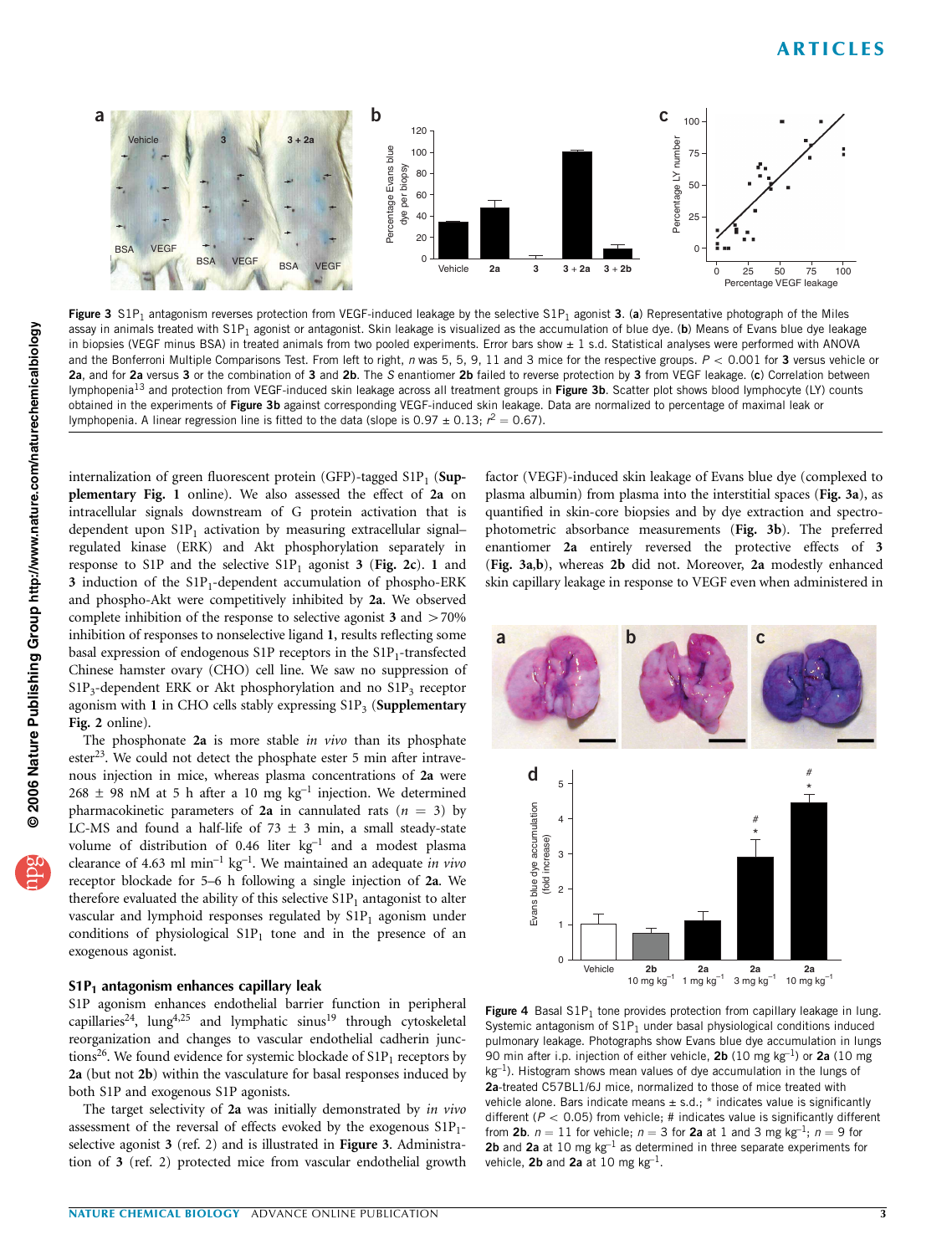Figure 3 $S1P_1$ antagonism reverses protection from VEGF-induced leakage by the selective $S1P_1$ agonist **3**. (**a**) Representative photograph of the Miles assay in animals treated with $S1P_1$ agonist or antagonist. Skin leakage is visualized as the accumulation of blue dye. (**b**) Means of Evans blue dye leakage in biopsies (VEGF minus BSA) in treated animals from two pooled experiments. Error bars show ± 1 s.d. Statistical analyses were performed with ANOVA and the Bonferroni Multiple Comparisons Test. From left to right, *n* was 5, 5, 9, 11 and 3 mice for the respective groups. $P < 0.001$ for **3** versus vehicle or **2a**, and for **2a** versus **3** or the combination of **3** and **2b**. The *S* enantiomer **2b** failed to reverse protection by **3** from VEGF leakage. (**c**) Correlation between lymphopenia[13] and protection from VEGF-induced skin leakage across all treatment groups in **Figure 3b**. Scatter plot shows blood lymphocyte (LY) counts obtained in the experiments of **Figure 3b** against corresponding VEGF-induced skin leakage. Data are normalized to percentage of maximal leak or lymphopenia. A linear regression line is fitted to the data (slope is 0.97 ± 0.13; $r^2 = 0.67$).

internalization of green fluorescent protein (GFP)-tagged $S1P_1$ (**Supplementary Fig. 1** online). We also assessed the effect of **2a** on intracellular signals downstream of G protein activation that is dependent upon $S1P_1$ activation by measuring extracellular signal–regulated kinase (ERK) and Akt phosphorylation separately in response to S1P and the selective $S1P_1$ agonist **3** (**Fig. 2c**). **1** and **3** induction of the $S1P_1$-dependent accumulation of phospho-ERK and phospho-Akt were competitively inhibited by **2a**. We observed complete inhibition of the response to selective agonist **3** and >70% inhibition of responses to nonselective ligand **1**, results reflecting some basal expression of endogenous S1P receptors in the $S1P_1$-transfected Chinese hamster ovary (CHO) cell line. We saw no suppression of $S1P_3$-dependent ERK or Akt phosphorylation and no $S1P_3$ receptor agonism with **1** in CHO cells stably expressing $S1P_3$ (**Supplementary Fig. 2** online).

The phosphonate **2a** is more stable *in vivo* than its phosphate ester[23]. We could not detect the phosphate ester 5 min after intravenous injection in mice, whereas plasma concentrations of **2a** were 268 ± 98 nM at 5 h after a 10 mg $kg^{-1}$ injection. We determined pharmacokinetic parameters of **2a** in cannulated rats ($n = 3$) by LC-MS and found a half-life of 73 ± 3 min, a small steady-state volume of distribution of 0.46 liter $kg^{-1}$ and a modest plasma clearance of 4.63 ml $min^{-1}$ $kg^{-1}$. We maintained an adequate *in vivo* receptor blockade for 5–6 h following a single injection of **2a**. We therefore evaluated the ability of this selective $S1P_1$ antagonist to alter vascular and lymphoid responses regulated by $S1P_1$ agonism under conditions of physiological $S1P_1$ tone and in the presence of an exogenous agonist.

### $S1P_1$ antagonism enhances capillary leak

S1P agonism enhances endothelial barrier function in peripheral capillaries[24], lung[4,25] and lymphatic sinus[19] through cytoskeletal reorganization and changes to vascular endothelial cadherin junctions[26]. We found evidence for systemic blockade of $S1P_1$ receptors by **2a** (but not **2b**) within the vasculature for basal responses induced by both S1P and exogenous S1P agonists.

The target selectivity of **2a** was initially demonstrated by *in vivo* assessment of the reversal of effects evoked by the exogenous $S1P_1$-selective agonist **3** (ref. 2) and is illustrated in **Figure 3**. Administration of **3** (ref. 2) protected mice from vascular endothelial growth factor (VEGF)-induced skin leakage of Evans blue dye (complexed to plasma albumin) from plasma into the interstitial spaces (**Fig. 3a**), as quantified in skin-core biopsies and by dye extraction and spectrophotometric absorbance measurements (**Fig. 3b**). The preferred enantiomer **2a** entirely reversed the protective effects of **3** (**Fig. 3a,b**), whereas **2b** did not. Moreover, **2a** modestly enhanced skin capillary leakage in response to VEGF even when administered in

Figure 4 Basal $S1P_1$ tone provides protection from capillary leakage in lung. Systemic antagonism of $S1P_1$ under basal physiological conditions induced pulmonary leakage. Photographs show Evans blue dye accumulation in lungs 90 min after i.p. injection of either vehicle, **2b** (10 mg $kg^{-1}$) or **2a** (10 mg $kg^{-1}$). Histogram shows mean values of dye accumulation in the lungs of **2a**-treated C57BL1/6J mice, normalized to those of mice treated with vehicle alone. Bars indicate means ± s.d.; * indicates value is significantly different ($P < 0.05$) from vehicle; # indicates value is significantly different from **2b**. $n = 11$ for vehicle; $n = 3$ for **2a** at 1 and 3 mg $kg^{-1}$; $n = 9$ for **2b** and **2a** at 10 mg $kg^{-1}$ as determined in three separate experiments for vehicle, **2b** and **2a** at 10 mg $kg^{-1}$.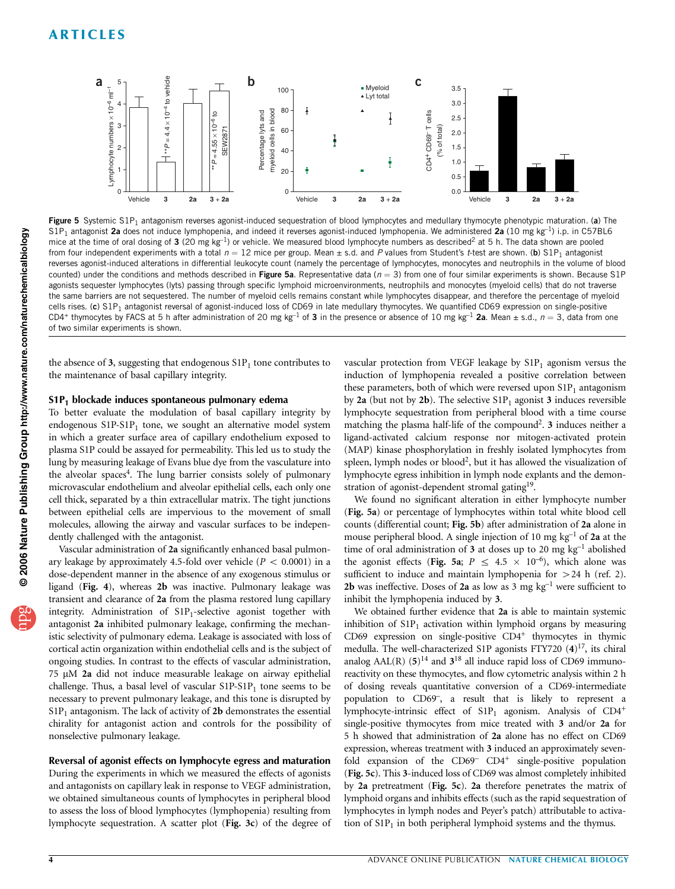**Figure 5** Systemic $S1P_1$ antagonism reverses agonist-induced sequestration of blood lymphocytes and medullary thymocyte phenotypic maturation. (**a**) The $S1P_1$ antagonist **2a** does not induce lymphopenia, and indeed it reverses agonist-induced lymphopenia. We administered **2a** (10 mg $kg^{-1}$) i.p. in C57BL6 mice at the time of oral dosing of **3** (20 mg $kg^{-1}$) or vehicle. We measured blood lymphocyte numbers as described[2] at 5 h. The data shown are pooled from four independent experiments with a total $n = 12$ mice per group. Mean ± s.d. and $P$ values from Student's $t$-test are shown. (**b**) $S1P_1$ antagonist reverses agonist-induced alterations in differential leukocyte count (namely the percentage of lymphocytes, monocytes and neutrophils in the volume of blood counted) under the conditions and methods described in **Figure 5a**. Representative data ($n = 3$) from one of four similar experiments is shown. Because S1P agonists sequester lymphocytes (lyts) passing through specific lymphoid microenvironments, neutrophils and monocytes (myeloid cells) that do not traverse the same barriers are not sequestered. The number of myeloid cells remains constant while lymphocytes disappear, and therefore the percentage of myeloid cells rises. (**c**) $S1P_1$ antagonist reversal of agonist-induced loss of CD69 in late medullary thymocytes. We quantified CD69 expression on single-positive $CD4^+$ thymocytes by FACS at 5 h after administration of 20 mg $kg^{-1}$ of **3** in the presence or absence of 10 mg $kg^{-1}$ **2a**. Mean ± s.d., $n = 3$, data from one of two similar experiments is shown.

the absence of **3**, suggesting that endogenous $S1P_1$ tone contributes to the maintenance of basal capillary integrity.

### $S1P_1$ blockade induces spontaneous pulmonary edema

To better evaluate the modulation of basal capillary integrity by endogenous S1P-$S1P_1$ tone, we sought an alternative model system in which a greater surface area of capillary endothelium exposed to plasma S1P could be assayed for permeability. This led us to study the lung by measuring leakage of Evans blue dye from the vasculature into the alveolar spaces[4]. The lung barrier consists solely of pulmonary microvascular endothelium and alveolar epithelial cells, each only one cell thick, separated by a thin extracellular matrix. The tight junctions between epithelial cells are impervious to the movement of small molecules, allowing the airway and vascular surfaces to be independently challenged with the antagonist.

Vascular administration of **2a** significantly enhanced basal pulmonary leakage by approximately 4.5-fold over vehicle ($P < 0.0001$) in a dose-dependent manner in the absence of any exogenous stimulus or ligand (**Fig. 4**), whereas **2b** was inactive. Pulmonary leakage was transient and clearance of **2a** from the plasma restored lung capillary integrity. Administration of $S1P_1$-selective agonist together with antagonist **2a** inhibited pulmonary leakage, confirming the mechanistic selectivity of pulmonary edema. Leakage is associated with loss of cortical actin organization within endothelial cells and is the subject of ongoing studies. In contrast to the effects of vascular administration, 75 μM **2a** did not induce measurable leakage on airway epithelial challenge. Thus, a basal level of vascular S1P-$S1P_1$ tone seems to be necessary to prevent pulmonary leakage, and this tone is disrupted by $S1P_1$ antagonism. The lack of activity of **2b** demonstrates the essential chirality for antagonist action and controls for the possibility of nonselective pulmonary leakage.

### Reversal of agonist effects on lymphocyte egress and maturation

During the experiments in which we measured the effects of agonists and antagonists on capillary leak in response to VEGF administration, we obtained simultaneous counts of lymphocytes in peripheral blood to assess the loss of blood lymphocytes (lymphopenia) resulting from lymphocyte sequestration. A scatter plot (**Fig. 3c**) of the degree of vascular protection from VEGF leakage by $S1P_1$ agonism versus the induction of lymphopenia revealed a positive correlation between these parameters, both of which were reversed upon $S1P_1$ antagonism by **2a** (but not by **2b**). The selective $S1P_1$ agonist **3** induces reversible lymphocyte sequestration from peripheral blood with a time course matching the plasma half-life of the compound[2]. **3** induces neither a ligand-activated calcium response nor mitogen-activated protein (MAP) kinase phosphorylation in freshly isolated lymphocytes from spleen, lymph nodes or blood[2], but it has allowed the visualization of lymphocyte egress inhibition in lymph node explants and the demonstration of agonist-dependent stromal gating[19].

We found no significant alteration in either lymphocyte number (**Fig. 5a**) or percentage of lymphocytes within total white blood cell counts (differential count; **Fig. 5b**) after administration of **2a** alone in mouse peripheral blood. A single injection of 10 mg $kg^{-1}$ of **2a** at the time of oral administration of **3** at doses up to 20 mg $kg^{-1}$ abolished the agonist effects (**Fig. 5a**; $P \leq 4.5 \times 10^{-6}$), which alone was sufficient to induce and maintain lymphopenia for >24 h (ref. 2). **2b** was ineffective. Doses of **2a** as low as 3 mg $kg^{-1}$ were sufficient to inhibit the lymphopenia induced by **3**.

We obtained further evidence that **2a** is able to maintain systemic inhibition of $S1P_1$ activation within lymphoid organs by measuring CD69 expression on single-positive $CD4^+$ thymocytes in thymic medulla. The well-characterized S1P agonists FTY720 (**4**)[17], its chiral analog AAL(R) (**5**)[14] and **3**[18] all induce rapid loss of CD69 immunoreactivity on these thymocytes, and flow cytometric analysis within 2 h of dosing reveals quantitative conversion of a CD69-intermediate population to $CD69^-$, a result that is likely to represent a lymphocyte-intrinsic effect of $S1P_1$ agonism. Analysis of $CD4^+$ single-positive thymocytes from mice treated with **3** and/or **2a** for 5 h showed that administration of **2a** alone has no effect on CD69 expression, whereas treatment with **3** induced an approximately sevenfold expansion of the $CD69^-$ $CD4^+$ single-positive population (**Fig. 5c**). This **3**-induced loss of CD69 was almost completely inhibited by **2a** pretreatment (**Fig. 5c**). **2a** therefore penetrates the matrix of lymphoid organs and inhibits effects (such as the rapid sequestration of lymphocytes in lymph nodes and Peyer's patch) attributable to activation of $S1P_1$ in both peripheral lymphoid systems and the thymus.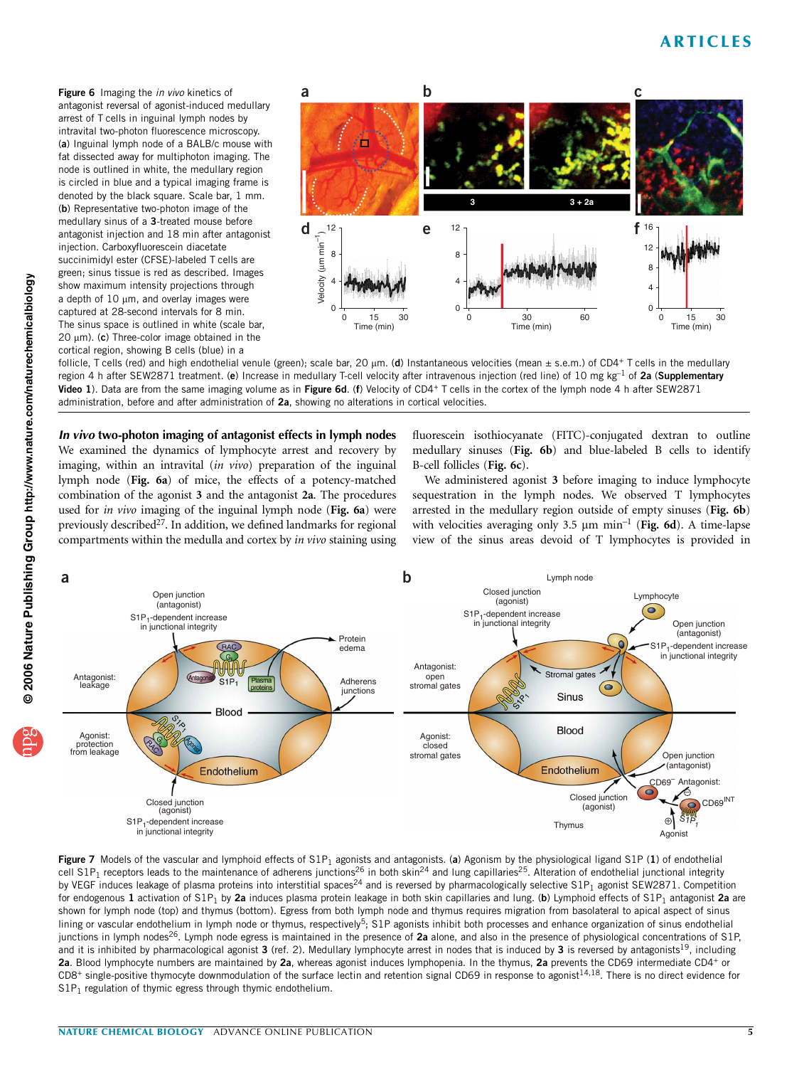Figure 6 Imaging the *in vivo* kinetics of antagonist reversal of agonist-induced medullary arrest of T cells in inguinal lymph nodes by intravital two-photon fluorescence microscopy. (**a**) Inguinal lymph node of a BALB/c mouse with fat dissected away for multiphoton imaging. The node is outlined in white, the medullary region is circled in blue and a typical imaging frame is denoted by the black square. Scale bar, 1 mm. (**b**) Representative two-photon image of the medullary sinus of a **3**-treated mouse before antagonist injection and 18 min after antagonist injection. Carboxyfluorescein diacetate succinimidyl ester (CFSE)-labeled T cells are green; sinus tissue is red as described. Images show maximum intensity projections through a depth of 10 μm, and overlay images were captured at 28-second intervals for 8 min. The sinus space is outlined in white (scale bar, 20 μm). (**c**) Three-color image obtained in the cortical region, showing B cells (blue) in a follicle, T cells (red) and high endothelial venule (green); scale bar, 20 μm. (**d**) Instantaneous velocities (mean ± s.e.m.) of $CD4^+$ T cells in the medullary region 4 h after SEW2871 treatment. (**e**) Increase in medullary T-cell velocity after intravenous injection (red line) of 10 mg $kg^{-1}$ of **2a** (**Supplementary Video 1**). Data are from the same imaging volume as in **Figure 6d**. (**f**) Velocity of $CD4^+$ T cells in the cortex of the lymph node 4 h after SEW2871 administration, before and after administration of **2a**, showing no alterations in cortical velocities.

### *In vivo* two-photon imaging of antagonist effects in lymph nodes

We examined the dynamics of lymphocyte arrest and recovery by imaging, within an intravital (*in vivo*) preparation of the inguinal lymph node (**Fig. 6a**) of mice, the effects of a potency-matched combination of the agonist **3** and the antagonist **2a**. The procedures used for *in vivo* imaging of the inguinal lymph node (**Fig. 6a**) were previously described[27]. In addition, we defined landmarks for regional compartments within the medulla and cortex by *in vivo* staining using fluorescein isothiocyanate (FITC)-conjugated dextran to outline medullary sinuses (**Fig. 6b**) and blue-labeled B cells to identify B-cell follicles (**Fig. 6c**).

We administered agonist **3** before imaging to induce lymphocyte sequestration in the lymph nodes. We observed T lymphocytes arrested in the medullary region outside of empty sinuses (**Fig. 6b**) with velocities averaging only 3.5 μm $min^{-1}$ (**Fig. 6d**). A time-lapse view of the sinus areas devoid of T lymphocytes is provided in

Figure 7 Models of the vascular and lymphoid effects of $S1P_1$ agonists and antagonists. (**a**) Agonism by the physiological ligand S1P (**1**) of endothelial cell $S1P_1$ receptors leads to the maintenance of adherens junctions[26] in both skin[24] and lung capillaries[25]. Alteration of endothelial junctional integrity by VEGF induces leakage of plasma proteins into interstitial spaces[24] and is reversed by pharmacologically selective $S1P_1$ agonist SEW2871. Competition for endogenous **1** activation of $S1P_1$ by **2a** induces plasma protein leakage in both skin capillaries and lung. (**b**) Lymphoid effects of $S1P_1$ antagonist **2a** are shown for lymph node (top) and thymus (bottom). Egress from both lymph node and thymus requires migration from basolateral to apical aspect of sinus lining or vascular endothelium in lymph node or thymus, respectively[5]; S1P agonists inhibit both processes and enhance organization of sinus endothelial junctions in lymph nodes[26]. Lymph node egress is maintained in the presence of **2a** alone, and also in the presence of physiological concentrations of S1P, and it is inhibited by pharmacological agonist **3** (ref. 2). Medullary lymphocyte arrest in nodes that is induced by **3** is reversed by antagonists[19], including **2a**. Blood lymphocyte numbers are maintained by **2a**, whereas agonist induces lymphopenia. In the thymus, **2a** prevents the CD69 intermediate $CD4^+$ or $CD8^+$ single-positive thymocyte downmodulation of the surface lectin and retention signal CD69 in response to agonist[14,18]. There is no direct evidence for $S1P_1$ regulation of thymic egress through thymic endothelium.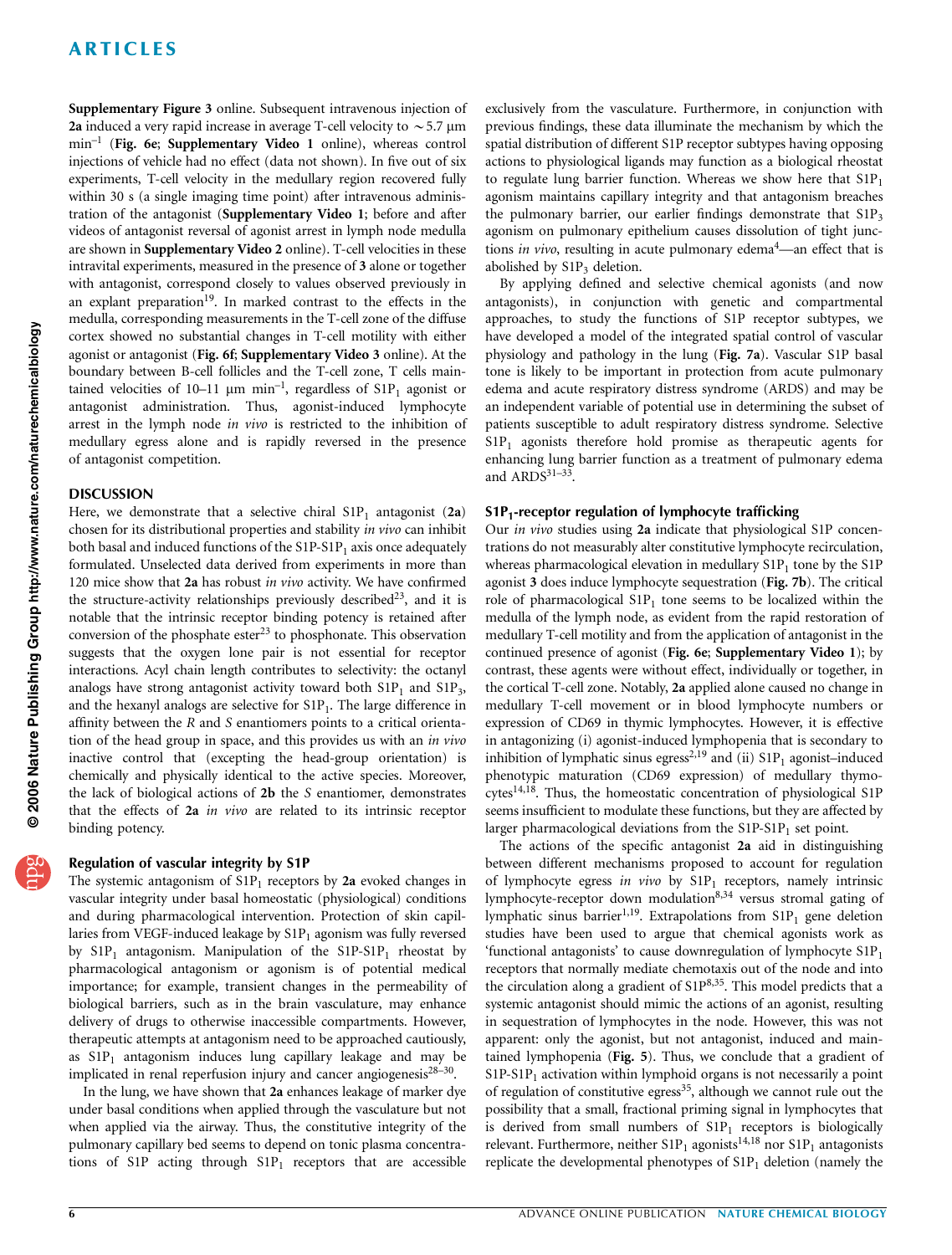**Supplementary Figure 3** online. Subsequent intravenous injection of **2a** induced a very rapid increase in average T-cell velocity to ~5.7 μm min$^{-1}$ (**Fig. 6e**; **Supplementary Video 1** online), whereas control injections of vehicle had no effect (data not shown). In five out of six experiments, T-cell velocity in the medullary region recovered fully within 30 s (a single imaging time point) after intravenous administration of the antagonist (**Supplementary Video 1**; before and after videos of antagonist reversal of agonist arrest in lymph node medulla are shown in **Supplementary Video 2** online). T-cell velocities in these intravital experiments, measured in the presence of **3** alone or together with antagonist, correspond closely to values observed previously in an explant preparation[19]. In marked contrast to the effects in the medulla, corresponding measurements in the T-cell zone of the diffuse cortex showed no substantial changes in T-cell motility with either agonist or antagonist (**Fig. 6f**; **Supplementary Video 3** online). At the boundary between B-cell follicles and the T-cell zone, T cells maintained velocities of 10–11 μm min$^{-1}$, regardless of $S1P_1$ agonist or antagonist administration. Thus, agonist-induced lymphocyte arrest in the lymph node *in vivo* is restricted to the inhibition of medullary egress alone and is rapidly reversed in the presence of antagonist competition.

## DISCUSSION

Here, we demonstrate that a selective chiral $S1P_1$ antagonist (**2a**) chosen for its distributional properties and stability *in vivo* can inhibit both basal and induced functions of the S1P-$S1P_1$ axis once adequately formulated. Unselected data derived from experiments in more than 120 mice show that **2a** has robust *in vivo* activity. We have confirmed the structure-activity relationships previously described[23], and it is notable that the intrinsic receptor binding potency is retained after conversion of the phosphate ester[23] to phosphonate. This observation suggests that the oxygen lone pair is not essential for receptor interactions. Acyl chain length contributes to selectivity: the octanyl analogs have strong antagonist activity toward both $S1P_1$ and $S1P_3$, and the hexanyl analogs are selective for $S1P_1$. The large difference in affinity between the *R* and *S* enantiomers points to a critical orientation of the head group in space, and this provides us with an *in vivo* inactive control that (excepting the head-group orientation) is chemically and physically identical to the active species. Moreover, the lack of biological actions of **2b** the *S* enantiomer, demonstrates that the effects of **2a** *in vivo* are related to its intrinsic receptor binding potency.

### Regulation of vascular integrity by S1P

The systemic antagonism of $S1P_1$ receptors by **2a** evoked changes in vascular integrity under basal homeostatic (physiological) conditions and during pharmacological intervention. Protection of skin capillaries from VEGF-induced leakage by $S1P_1$ agonism was fully reversed by $S1P_1$ antagonism. Manipulation of the S1P-$S1P_1$ rheostat by pharmacological antagonism or agonism is of potential medical importance; for example, transient changes in the permeability of biological barriers, such as in the brain vasculature, may enhance delivery of drugs to otherwise inaccessible compartments. However, therapeutic attempts at antagonism need to be approached cautiously, as $S1P_1$ antagonism induces lung capillary leakage and may be implicated in renal reperfusion injury and cancer angiogenesis[28–30].

In the lung, we have shown that **2a** enhances leakage of marker dye under basal conditions when applied through the vasculature but not when applied via the airway. Thus, the constitutive integrity of the pulmonary capillary bed seems to depend on tonic plasma concentrations of S1P acting through $S1P_1$ receptors that are accessible exclusively from the vasculature. Furthermore, in conjunction with previous findings, these data illuminate the mechanism by which the spatial distribution of different S1P receptor subtypes having opposing actions to physiological ligands may function as a biological rheostat to regulate lung barrier function. Whereas we show here that $S1P_1$ agonism maintains capillary integrity and that antagonism breaches the pulmonary barrier, our earlier findings demonstrate that $S1P_3$ agonism on pulmonary epithelium causes dissolution of tight junctions *in vivo*, resulting in acute pulmonary edema[4]—an effect that is abolished by $S1P_3$ deletion.

By applying defined and selective chemical agonists (and now antagonists), in conjunction with genetic and compartmental approaches, to study the functions of S1P receptor subtypes, we have developed a model of the integrated spatial control of vascular physiology and pathology in the lung (**Fig. 7a**). Vascular S1P basal tone is likely to be important in protection from acute pulmonary edema and acute respiratory distress syndrome (ARDS) and may be an independent variable of potential use in determining the subset of patients susceptible to adult respiratory distress syndrome. Selective $S1P_1$ agonists therefore hold promise as therapeutic agents for enhancing lung barrier function as a treatment of pulmonary edema and ARDS[31–33].

### $S1P_1$-receptor regulation of lymphocyte trafficking

Our *in vivo* studies using **2a** indicate that physiological S1P concentrations do not measurably alter constitutive lymphocyte recirculation, whereas pharmacological elevation in medullary $S1P_1$ tone by the S1P agonist **3** does induce lymphocyte sequestration (**Fig. 7b**). The critical role of pharmacological $S1P_1$ tone seems to be localized within the medulla of the lymph node, as evident from the rapid restoration of medullary T-cell motility and from the application of antagonist in the continued presence of agonist (**Fig. 6e**; **Supplementary Video 1**); by contrast, these agents were without effect, individually or together, in the cortical T-cell zone. Notably, **2a** applied alone caused no change in medullary T-cell movement or in blood lymphocyte numbers or expression of CD69 in thymic lymphocytes. However, it is effective in antagonizing (i) agonist-induced lymphopenia that is secondary to inhibition of lymphatic sinus egress[2,19] and (ii) $S1P_1$ agonist–induced phenotypic maturation (CD69 expression) of medullary thymocytes[14,18]. Thus, the homeostatic concentration of physiological S1P seems insufficient to modulate these functions, but they are affected by larger pharmacological deviations from the S1P-$S1P_1$ set point.

The actions of the specific antagonist **2a** aid in distinguishing between different mechanisms proposed to account for regulation of lymphocyte egress *in vivo* by $S1P_1$ receptors, namely intrinsic lymphocyte-receptor down modulation[8,34] versus stromal gating of lymphatic sinus barrier[1,19]. Extrapolations from $S1P_1$ gene deletion studies have been used to argue that chemical agonists work as 'functional antagonists' to cause downregulation of lymphocyte $S1P_1$ receptors that normally mediate chemotaxis out of the node and into the circulation along a gradient of S1P[8,35]. This model predicts that a systemic antagonist should mimic the actions of an agonist, resulting in sequestration of lymphocytes in the node. However, this was not apparent: only the agonist, but not antagonist, induced and maintained lymphopenia (**Fig. 5**). Thus, we conclude that a gradient of S1P-$S1P_1$ activation within lymphoid organs is not necessarily a point of regulation of constitutive egress[35], although we cannot rule out the possibility that a small, fractional priming signal in lymphocytes that is derived from small numbers of $S1P_1$ receptors is biologically relevant. Furthermore, neither $S1P_1$ agonists[14,18] nor $S1P_1$ antagonists replicate the developmental phenotypes of $S1P_1$ deletion (namely the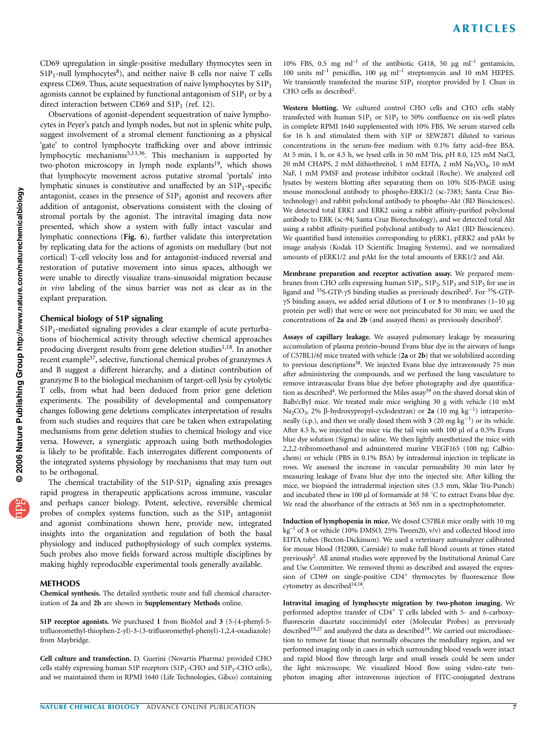CD69 upregulation in single-positive medullary thymocytes seen in $S1P_1$-null lymphocytes[8]), and neither naive B cells nor naive T cells express CD69. Thus, acute sequestration of naive lymphocytes by $S1P_1$ agonists cannot be explained by functional antagonism of $S1P_1$ or by a direct interaction between CD69 and $S1P_1$ (ref. 12).

Observations of agonist-dependent sequestration of naive lymphocytes in Peyer's patch and lymph nodes, but not in splenic white pulp, suggest involvement of a stromal element functioning as a physical 'gate' to control lymphocyte trafficking over and above intrinsic lymphocytic mechanisms[5,13,36]. This mechanism is supported by two-photon microscopy in lymph node explants[19], which shows that lymphocyte movement across putative stromal 'portals' into lymphatic sinuses is constitutive and unaffected by an $S1P_1$-specific antagonist, ceases in the presence of $S1P_1$ agonist and recovers after addition of antagonist, observations consistent with the closing of stromal portals by the agonist. The intravital imaging data now presented, which show a system with fully intact vascular and lymphatic connections (**Fig. 6**), further validate this interpretation by replicating data for the actions of agonists on medullary (but not cortical) T-cell velocity loss and for antagonist-induced reversal and restoration of putative movement into sinus spaces, although we were unable to directly visualize trans-sinusoidal migration because *in vivo* labeling of the sinus barrier was not as clear as in the explant preparation.

## Chemical biology of S1P signaling

$S1P_1$-mediated signaling provides a clear example of acute perturbations of biochemical activity through selective chemical approaches producing divergent results from gene deletion studies[1,18]. In another recent example[37], selective, functional chemical probes of granzymes A and B suggest a different hierarchy, and a distinct contribution of granzyme B to the biological mechanism of target-cell lysis by cytolytic T cells, from what had been deduced from prior gene deletion experiments. The possibility of developmental and compensatory changes following gene deletions complicates interpretation of results from such studies and requires that care be taken when extrapolating mechanisms from gene deletion studies to chemical biology and vice versa. However, a synergistic approach using both methodologies is likely to be profitable. Each interrogates different components of the integrated systems physiology by mechanisms that may turn out to be orthogonal.

The chemical tractability of the S1P-$S1P_1$ signaling axis presages rapid progress in therapeutic applications across immune, vascular and perhaps cancer biology. Potent, selective, reversible chemical probes of complex systems function, such as the $S1P_1$ antagonist and agonist combinations shown here, provide new, integrated insights into the organization and regulation of both the basal physiology and induced pathophysiology of such complex systems. Such probes also move fields forward across multiple disciplines by making highly reproducible experimental tools generally available.

## METHODS

**Chemical synthesis.** The detailed synthetic route and full chemical characterization of **2a** and **2b** are shown in **Supplementary Methods** online.

**S1P receptor agonists.** We purchased **1** from BioMol and **3** (5-(4-phenyl-5-trifluoromethyl-thiophen-2-yl)-3-(3-trifluoromethyl-phenyl)-1,2,4-oxadiazole) from Maybridge.

**Cell culture and transfection.** D. Guerini (Novartis Pharma) provided CHO cells stably expressing human S1P receptors ($S1P_1$-CHO and $S1P_3$-CHO cells), and we maintained them in RPMI 1640 (Life Technologies, Gibco) containing 10% FBS, 0.5 mg $ml^{-1}$ of the antibiotic G418, 50 μg $ml^{-1}$ gentamicin, 100 units $ml^{-1}$ penicillin, 100 μg $ml^{-1}$ streptomycin and 10 mM HEPES. We transiently transfected the murine $S1P_1$ receptor provided by J. Chun in CHO cells as described[2].

**Western blotting.** We cultured control CHO cells and CHO cells stably transfected with human $S1P_1$ or $S1P_3$ to 50% confluence on six-well plates in complete RPMI 1640 supplemented with 10% FBS. We serum starved cells for 16 h and stimulated them with S1P or SEW2871 diluted to various concentrations in the serum-free medium with 0.1% fatty acid–free BSA. At 5 min, 1 h, or 4.5 h, we lysed cells in 50 mM Tris, pH 8.0, 125 mM NaCl, 20 mM CHAPS, 2 mM dithiothreitol, 1 mM EDTA, 2 mM $Na_3VO_4$, 10 mM NaF, 1 mM PMSF and protease inhibitor cocktail (Roche). We analyzed cell lysates by western blotting after separating them on 10% SDS-PAGE using mouse monoclonal antibody to phospho-ERK1/2 (sc-7383; Santa Cruz Biotechnology) and rabbit polyclonal antibody to phospho-Akt (BD Biosciences). We detected total ERK1 and ERK2 using a rabbit affinity-purified polyclonal antibody to ERK (sc-94; Santa Cruz Biotechnology), and we detected total Akt using a rabbit affinity-purified polyclonal antibody to Akt1 (BD Biosciences). We quantified band intensities corresponding to pERK1, pERK2 and pAkt by image analysis (Kodak 1D Scientific Imaging Systems), and we normalized amounts of pERK1/2 and pAkt for the total amounts of ERK1/2 and Akt.

**Membrane preparation and receptor activation assay.** We prepared membranes from CHO cells expressing human $S1P_1$, $S1P_2$, $S1P_3$ and $S1P_5$ for use in ligand and $^{35}$S-GTP-γS binding studies as previously described[2]. For $^{35}$S-GTP-γS binding assays, we added serial dilutions of **1** or **3** to membranes (1–10 μg protein per well) that were or were not preincubated for 30 min; we used the concentrations of **2a** and **2b** (and assayed them) as previously described[2].

**Assays of capillary leakage.** We assayed pulmonary leakage by measuring accumulation of plasma protein–bound Evans blue dye in the airways of lungs of C57BL1/6J mice treated with vehicle (**2a** or **2b**) that we solubilized according to previous descriptions[38]. We injected Evans blue dye intravenously 75 min after administering the compounds, and we perfused the lung vasculature to remove intravascular Evans blue dye before photography and dye quantification as described[4]. We performed the Miles assay[39] on the shaved dorsal skin of Balb/cByJ mice. We treated male mice weighing 30 g with vehicle (10 mM $Na_2CO_3$, 2% β-hydroxypropyl-cyclodextran) or **2a** (10 mg $kg^{-1}$) intraperitoneally (i.p.), and then we orally dosed them with **3** (20 mg $kg^{-1}$) or its vehicle. After 4.5 h, we injected the mice via the tail vein with 100 μl of a 0.5% Evans blue dye solution (Sigma) in saline. We then lightly anesthetized the mice with 2,2,2-tribromoethanol and adminstered murine VEGF165 (100 ng; Calbiochem) or vehicle (PBS in 0.1% BSA) by intradermal injection in triplicate in rows. We assessed the increase in vascular permeability 30 min later by measuring leakage of Evans blue dye into the injected site. After killing the mice, we biopsied the intradermal injection sites (3.5 mm, Sklar Tru-Punch) and incubated these in 100 μl of formamide at 58 °C to extract Evans blue dye. We read the absorbance of the extracts at 565 nm in a spectrophotometer.

**Induction of lymphopenia in mice.** We dosed C57BL6 mice orally with 10 mg $kg^{-1}$ of **3** or vehicle (10% DMSO, 25% Tween20, v/v) and collected blood into EDTA tubes (Becton-Dickinson). We used a veterinary autoanalyzer calibrated for mouse blood (H2000, Careside) to make full blood counts at times stated previously[2]. All animal studies were approved by the Institutional Animal Care and Use Committee. We removed thymi as described and assayed the expression of CD69 on single-positive $CD4^+$ thymocytes by fluorescence flow cytometry as described[14,18].

**Intravital imaging of lymphocyte migration by two-photon imaging.** We performed adoptive transfer of $CD4^+$ T cells labeled with 5- and 6-carboxyfluorescein diacetate succinimidyl ester (Molecular Probes) as previously described[19,27] and analyzed the data as described[19]. We carried out microdissection to remove fat tissue that normally obscures the medullary region, and we performed imaging only in cases in which surrounding blood vessels were intact and rapid blood flow through large and small vessels could be seen under the light microscope. We visualized blood flow using video-rate two-photon imaging after intravenous injection of FITC-conjugated dextrans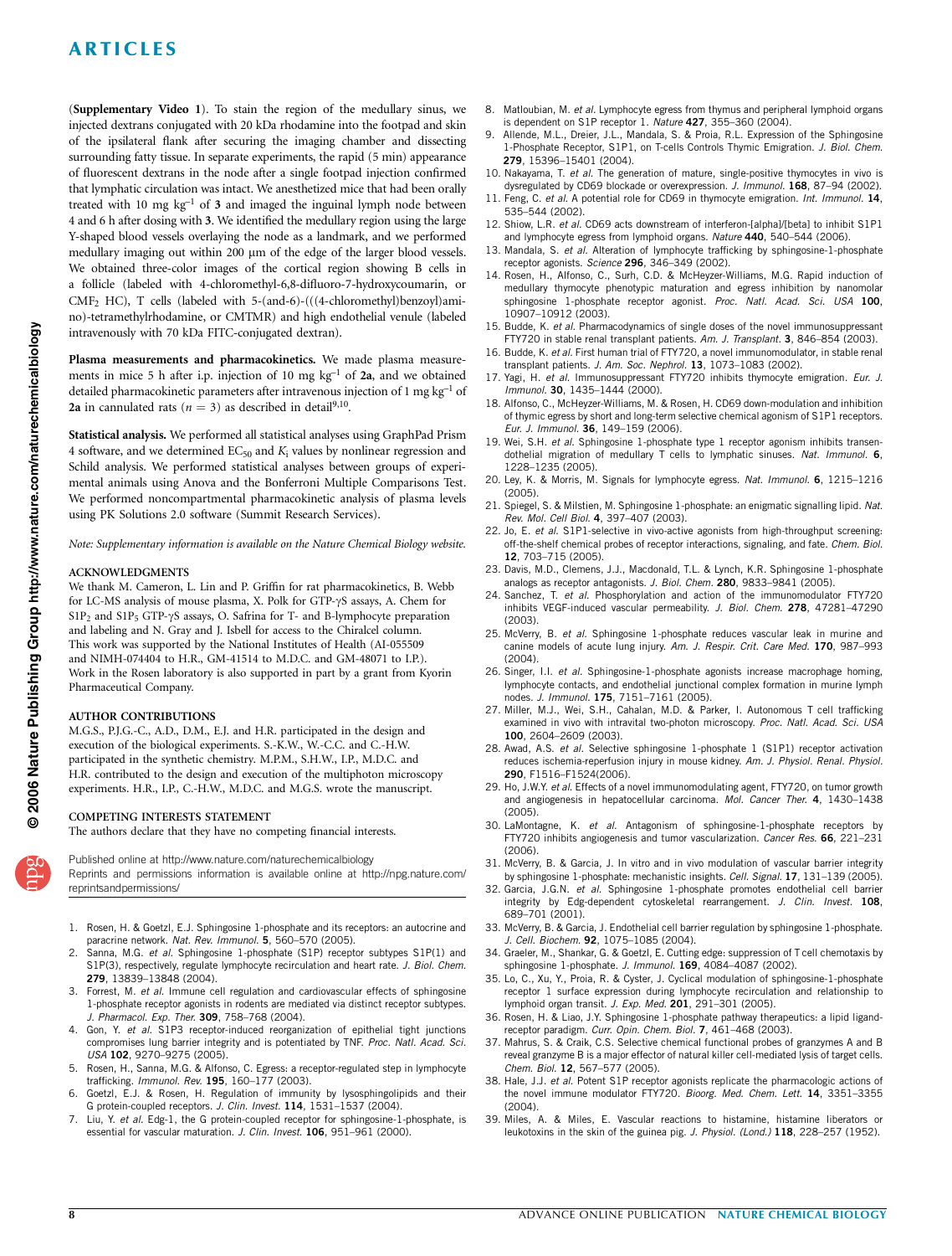(**Supplementary Video 1**). To stain the region of the medullary sinus, we injected dextrans conjugated with 20 kDa rhodamine into the footpad and skin of the ipsilateral flank after securing the imaging chamber and dissecting surrounding fatty tissue. In separate experiments, the rapid (5 min) appearance of fluorescent dextrans in the node after a single footpad injection confirmed that lymphatic circulation was intact. We anesthetized mice that had been orally treated with 10 mg $kg^{-1}$ of **3** and imaged the inguinal lymph node between 4 and 6 h after dosing with **3**. We identified the medullary region using the large Y-shaped blood vessels overlaying the node as a landmark, and we performed medullary imaging out within 200 μm of the edge of the larger blood vessels. We obtained three-color images of the cortical region showing B cells in a follicle (labeled with 4-chloromethyl-6,8-difluoro-7-hydroxycoumarin, or $CMF_2$ HC), T cells (labeled with 5-(and-6)-(((4-chloromethyl)benzoyl)amino)-tetramethylrhodamine, or CMTMR) and high endothelial venule (labeled intravenously with 70 kDa FITC-conjugated dextran).

**Plasma measurements and pharmacokinetics.** We made plasma measurements in mice 5 h after i.p. injection of 10 mg $kg^{-1}$ of **2a**, and we obtained detailed pharmacokinetic parameters after intravenous injection of 1 mg $kg^{-1}$ of **2a** in cannulated rats ($n = 3$) as described in detail[9,10].

**Statistical analysis.** We performed all statistical analyses using GraphPad Prism 4 software, and we determined $EC_{50}$ and $K_i$ values by nonlinear regression and Schild analysis. We performed statistical analyses between groups of experimental animals using Anova and the Bonferroni Multiple Comparisons Test. We performed noncompartmental pharmacokinetic analysis of plasma levels using PK Solutions 2.0 software (Summit Research Services).

*Note: Supplementary information is available on the Nature Chemical Biology website.*

## ACKNOWLEDGMENTS

We thank M. Cameron, L. Lin and P. Griffin for rat pharmacokinetics, B. Webb for LC-MS analysis of mouse plasma, X. Polk for GTP-γS assays, A. Chem for $S1P_2$ and $S1P_5$ GTP-γS assays, O. Safrina for T- and B-lymphocyte preparation and labeling and N. Gray and J. Isbell for access to the Chiralcel column. This work was supported by the National Institutes of Health (AI-055509 and NIMH-074404 to H.R., GM-41514 to M.D.C. and GM-48071 to I.P.). Work in the Rosen laboratory is also supported in part by a grant from Kyorin Pharmaceutical Company.

## AUTHOR CONTRIBUTIONS

M.G.S., P.J.G.-C., A.D., D.M., E.J. and H.R. participated in the design and execution of the biological experiments. S.-K.W., W.-C.C. and C.-H.W. participated in the synthetic chemistry. M.P.M., S.H.W., I.P., M.D.C. and H.R. contributed to the design and execution of the multiphoton microscopy experiments. H.R., I.P., C.-H.W., M.D.C. and M.G.S. wrote the manuscript.

## COMPETING INTERESTS STATEMENT

The authors declare that they have no competing financial interests.

Published online at http://www.nature.com/naturechemicalbiology
Reprints and permissions information is available online at http://npg.nature.com/reprintsandpermissions/

1. Rosen, H. & Goetzl, E.J. Sphingosine 1-phosphate and its receptors: an autocrine and paracrine network. *Nat. Rev. Immunol.* **5**, 560–570 (2005).
2. Sanna, M.G. *et al.* Sphingosine 1-phosphate (S1P) receptor subtypes S1P(1) and S1P(3), respectively, regulate lymphocyte recirculation and heart rate. *J. Biol. Chem.* **279**, 13839–13848 (2004).
3. Forrest, M. *et al.* Immune cell regulation and cardiovascular effects of sphingosine 1-phosphate receptor agonists in rodents are mediated via distinct receptor subtypes. *J. Pharmacol. Exp. Ther.* **309**, 758–768 (2004).
4. Gon, Y. *et al.* S1P3 receptor-induced reorganization of epithelial tight junctions compromises lung barrier integrity and is potentiated by TNF. *Proc. Natl. Acad. Sci. USA* **102**, 9270–9275 (2005).
5. Rosen, H., Sanna, M.G. & Alfonso, C. Egress: a receptor-regulated step in lymphocyte trafficking. *Immunol. Rev.* **195**, 160–177 (2003).
6. Goetzl, E.J. & Rosen, H. Regulation of immunity by lysosphingolipids and their G protein-coupled receptors. *J. Clin. Invest.* **114**, 1531–1537 (2004).
7. Liu, Y. *et al.* Edg-1, the G protein-coupled receptor for sphingosine-1-phosphate, is essential for vascular maturation. *J. Clin. Invest.* **106**, 951–961 (2000).
8. Matloubian, M. *et al.* Lymphocyte egress from thymus and peripheral lymphoid organs is dependent on S1P receptor 1. *Nature* **427**, 355–360 (2004).
9. Allende, M.L., Dreier, J.L., Mandala, S. & Proia, R.L. Expression of the Sphingosine 1-Phosphate Receptor, S1P1, on T-cells Controls Thymic Emigration. *J. Biol. Chem.* **279**, 15396–15401 (2004).
10. Nakayama, T. *et al.* The generation of mature, single-positive thymocytes in vivo is dysregulated by CD69 blockade or overexpression. *J. Immunol.* **168**, 87–94 (2002).
11. Feng, C. *et al.* A potential role for CD69 in thymocyte emigration. *Int. Immunol.* **14**, 535–544 (2002).
12. Shiow, L.R. *et al.* CD69 acts downstream of interferon-[alpha]/[beta] to inhibit S1P1 and lymphocyte egress from lymphoid organs. *Nature* **440**, 540–544 (2006).
13. Mandala, S. *et al.* Alteration of lymphocyte trafficking by sphingosine-1-phosphate receptor agonists. *Science* **296**, 346–349 (2002).
14. Rosen, H., Alfonso, C., Surh, C.D. & McHeyzer-Williams, M.G. Rapid induction of medullary thymocyte phenotypic maturation and egress inhibition by nanomolar sphingosine 1-phosphate receptor agonist. *Proc. Natl. Acad. Sci. USA* **100**, 10907–10912 (2003).
15. Budde, K. *et al.* Pharmacodynamics of single doses of the novel immunosuppressant FTY720 in stable renal transplant patients. *Am. J. Transplant.* **3**, 846–854 (2003).
16. Budde, K. *et al.* First human trial of FTY720, a novel immunomodulator, in stable renal transplant patients. *J. Am. Soc. Nephrol.* **13**, 1073–1083 (2002).
17. Yagi, H. *et al.* Immunosuppressant FTY720 inhibits thymocyte emigration. *Eur. J. Immunol.* **30**, 1435–1444 (2000).
18. Alfonso, C., McHeyzer-Williams, M. & Rosen, H. CD69 down-modulation and inhibition of thymic egress by short and long-term selective chemical agonism of S1P1 receptors. *Eur. J. Immunol.* **36**, 149–159 (2006).
19. Wei, S.H. *et al.* Sphingosine 1-phosphate type 1 receptor agonism inhibits transendothelial migration of medullary T cells to lymphatic sinuses. *Nat. Immunol.* **6**, 1228–1235 (2005).
20. Ley, K. & Morris, M. Signals for lymphocyte egress. *Nat. Immunol.* **6**, 1215–1216 (2005).
21. Spiegel, S. & Milstien, M. Sphingosine 1-phosphate: an enigmatic signalling lipid. *Nat. Rev. Mol. Cell Biol.* **4**, 397–407 (2003).
22. Jo, E. *et al.* S1P1-selective in vivo-active agonists from high-throughput screening: off-the-shelf chemical probes of receptor interactions, signaling, and fate. *Chem. Biol.* **12**, 703–715 (2005).
23. Davis, M.D., Clemens, J.J., Macdonald, T.L. & Lynch, K.R. Sphingosine 1-phosphate analogs as receptor antagonists. *J. Biol. Chem.* **280**, 9833–9841 (2005).
24. Sanchez, T. *et al.* Phosphorylation and action of the immunomodulator FTY720 inhibits VEGF-induced vascular permeability. *J. Biol. Chem.* **278**, 47281–47290 (2003).
25. McVerry, B. *et al.* Sphingosine 1-phosphate reduces vascular leak in murine and canine models of acute lung injury. *Am. J. Respir. Crit. Care Med.* **170**, 987–993 (2004).
26. Singer, I.I. *et al.* Sphingosine-1-phosphate agonists increase macrophage homing, lymphocyte contacts, and endothelial junctional complex formation in murine lymph nodes. *J. Immunol.* **175**, 7151–7161 (2005).
27. Miller, M.J., Wei, S.H., Cahalan, M.D. & Parker, I. Autonomous T cell trafficking examined in vivo with intravital two-photon microscopy. *Proc. Natl. Acad. Sci. USA* **100**, 2604–2609 (2003).
28. Awad, A.S. *et al.* Selective sphingosine 1-phosphate 1 (S1P1) receptor activation reduces ischemia-reperfusion injury in mouse kidney. *Am. J. Physiol. Renal. Physiol.* **290**, F1516–F1524(2006).
29. Ho, J.W.Y. *et al.* Effects of a novel immunomodulating agent, FTY720, on tumor growth and angiogenesis in hepatocellular carcinoma. *Mol. Cancer Ther.* **4**, 1430–1438 (2005).
30. LaMontagne, K. *et al.* Antagonism of sphingosine-1-phosphate receptors by FTY720 inhibits angiogenesis and tumor vascularization. *Cancer Res.* **66**, 221–231 (2006).
31. McVerry, B. & Garcia, J. In vitro and in vivo modulation of vascular barrier integrity by sphingosine 1-phosphate: mechanistic insights. *Cell. Signal.* **17**, 131–139 (2005).
32. Garcia, J.G.N. *et al.* Sphingosine 1-phosphate promotes endothelial cell barrier integrity by Edg-dependent cytoskeletal rearrangement. *J. Clin. Invest.* **108**, 689–701 (2001).
33. McVerry, B. & Garcia, J. Endothelial cell barrier regulation by sphingosine 1-phosphate. *J. Cell. Biochem.* **92**, 1075–1085 (2004).
34. Graeler, M., Shankar, G. & Goetzl, E. Cutting edge: suppression of T cell chemotaxis by sphingosine 1-phosphate. *J. Immunol.* **169**, 4084–4087 (2002).
35. Lo, C., Xu, Y., Proia, R. & Cyster, J. Cyclical modulation of sphingosine-1-phosphate receptor 1 surface expression during lymphocyte recirculation and relationship to lymphoid organ transit. *J. Exp. Med.* **201**, 291–301 (2005).
36. Rosen, H. & Liao, J.Y. Sphingosine 1-phosphate pathway therapeutics: a lipid ligand-receptor paradigm. *Curr. Opin. Chem. Biol.* **7**, 461–468 (2003).
37. Mahrus, S. & Craik, C.S. Selective chemical functional probes of granzymes A and B reveal granzyme B is a major effector of natural killer cell-mediated lysis of target cells. *Chem. Biol.* **12**, 567–577 (2005).
38. Hale, J.J. *et al.* Potent S1P receptor agonists replicate the pharmacologic actions of the novel immune modulator FTY720. *Bioorg. Med. Chem. Lett.* **14**, 3351–3355 (2004).
39. Miles, A. & Miles, E. Vascular reactions to histamine, histamine liberators or leukotoxins in the skin of the guinea pig. *J. Physiol. (Lond.)* **118**, 228–257 (1952).